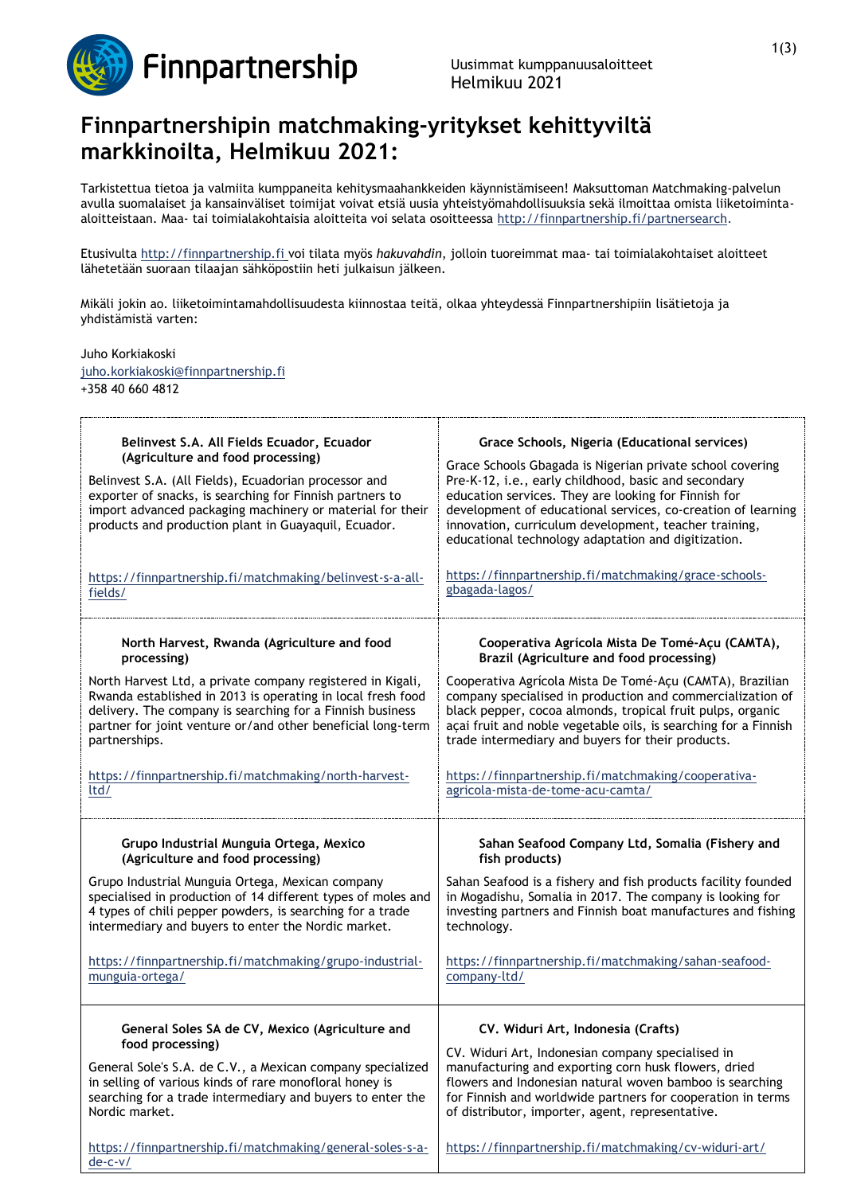Uusimmat kumppanuusaloitteet
Helmikuu 2021

# Finnpartnershipin matchmaking-yritykset kehittyviltä markkinoilta, Helmikuu 2021:

Tarkistettua tietoa ja valmiita kumppaneita kehitysmaahankkeiden käynnistämiseen! Maksuttoman Matchmaking-palvelun avulla suomalaiset ja kansainväliset toimijat voivat etsiä uusia yhteistyömahdollisuuksia sekä ilmoittaa omista liiketoiminta-aloitteistaan. Maa- tai toimialakohtaisia aloitteita voi selata osoitteessa http://finnpartnership.fi/partnersearch.

Etusivulta http://finnpartnership.fi voi tilata myös *hakuvahdin*, jolloin tuoreimmat maa- tai toimialakohtaiset aloitteet lähetetään suoraan tilaajan sähköpostiin heti julkaisun jälkeen.

Mikäli jokin ao. liiketoimintamahdollisuudesta kiinnostaa teitä, olkaa yhteydessä Finnpartnershipiin lisätietoja ja yhdistämistä varten:

Juho Korkiakoski
juho.korkiakoski@finnpartnership.fi
+358 40 660 4812

**Belinvest S.A. All Fields Ecuador, Ecuador (Agriculture and food processing)**

Belinvest S.A. (All Fields), Ecuadorian processor and exporter of snacks, is searching for Finnish partners to import advanced packaging machinery or material for their products and production plant in Guayaquil, Ecuador.

https://finnpartnership.fi/matchmaking/belinvest-s-a-all-fields/

**Grace Schools, Nigeria (Educational services)**

Grace Schools Gbagada is Nigerian private school covering Pre-K-12, i.e., early childhood, basic and secondary education services. They are looking for Finnish for development of educational services, co-creation of learning innovation, curriculum development, teacher training, educational technology adaptation and digitization.

https://finnpartnership.fi/matchmaking/grace-schools-gbagada-lagos/

**North Harvest, Rwanda (Agriculture and food processing)**

North Harvest Ltd, a private company registered in Kigali, Rwanda established in 2013 is operating in local fresh food delivery. The company is searching for a Finnish business partner for joint venture or/and other beneficial long-term partnerships.

https://finnpartnership.fi/matchmaking/north-harvest-ltd/

**Cooperativa Agrícola Mista De Tomé-Açu (CAMTA), Brazil (Agriculture and food processing)**

Cooperativa Agrícola Mista De Tomé-Açu (CAMTA), Brazilian company specialised in production and commercialization of black pepper, cocoa almonds, tropical fruit pulps, organic açaí fruit and noble vegetable oils, is searching for a Finnish trade intermediary and buyers for their products.

https://finnpartnership.fi/matchmaking/cooperativa-agricola-mista-de-tome-acu-camta/

**Grupo Industrial Munguia Ortega, Mexico (Agriculture and food processing)**

Grupo Industrial Munguia Ortega, Mexican company specialised in production of 14 different types of moles and 4 types of chili pepper powders, is searching for a trade intermediary and buyers to enter the Nordic market.

https://finnpartnership.fi/matchmaking/grupo-industrial-munguia-ortega/

**Sahan Seafood Company Ltd, Somalia (Fishery and fish products)**

Sahan Seafood is a fishery and fish products facility founded in Mogadishu, Somalia in 2017. The company is looking for investing partners and Finnish boat manufactures and fishing technology.

https://finnpartnership.fi/matchmaking/sahan-seafood-company-ltd/

**General Soles SA de CV, Mexico (Agriculture and food processing)**

General Sole's S.A. de C.V., a Mexican company specialized in selling of various kinds of rare monofloral honey is searching for a trade intermediary and buyers to enter the Nordic market.

https://finnpartnership.fi/matchmaking/general-soles-s-a-de-c-v/

**CV. Widuri Art, Indonesia (Crafts)**

CV. Widuri Art, Indonesian company specialised in manufacturing and exporting corn husk flowers, dried flowers and Indonesian natural woven bamboo is searching for Finnish and worldwide partners for cooperation in terms of distributor, importer, agent, representative.

https://finnpartnership.fi/matchmaking/cv-widuri-art/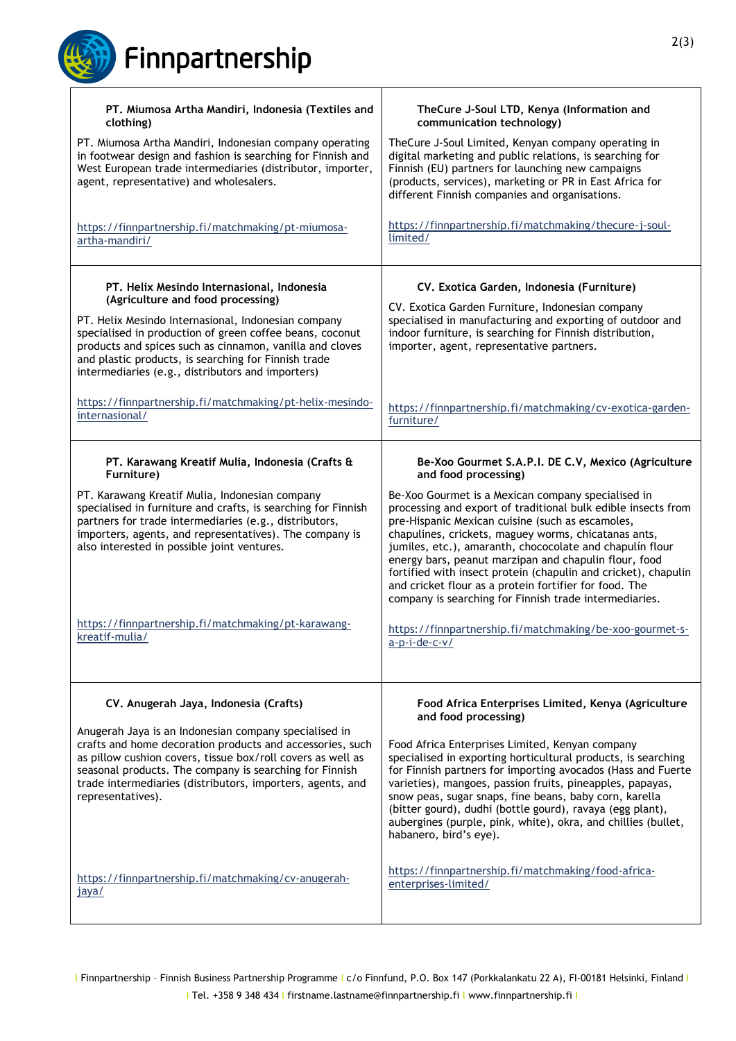**PT. Miumosa Artha Mandiri, Indonesia (Textiles and clothing)**

PT. Miumosa Artha Mandiri, Indonesian company operating in footwear design and fashion is searching for Finnish and West European trade intermediaries (distributor, importer, agent, representative) and wholesalers.

https://finnpartnership.fi/matchmaking/pt-miumosa-artha-mandiri/

**TheCure J-Soul LTD, Kenya (Information and communication technology)**

TheCure J-Soul Limited, Kenyan company operating in digital marketing and public relations, is searching for Finnish (EU) partners for launching new campaigns (products, services), marketing or PR in East Africa for different Finnish companies and organisations.

https://finnpartnership.fi/matchmaking/thecure-j-soul-limited/

**PT. Helix Mesindo Internasional, Indonesia (Agriculture and food processing)**

PT. Helix Mesindo Internasional, Indonesian company specialised in production of green coffee beans, coconut products and spices such as cinnamon, vanilla and cloves and plastic products, is searching for Finnish trade intermediaries (e.g., distributors and importers)

https://finnpartnership.fi/matchmaking/pt-helix-mesindo-internasional/

**CV. Exotica Garden, Indonesia (Furniture)**

CV. Exotica Garden Furniture, Indonesian company specialised in manufacturing and exporting of outdoor and indoor furniture, is searching for Finnish distribution, importer, agent, representative partners.

https://finnpartnership.fi/matchmaking/cv-exotica-garden-furniture/

**PT. Karawang Kreatif Mulia, Indonesia (Crafts & Furniture)**

PT. Karawang Kreatif Mulia, Indonesian company specialised in furniture and crafts, is searching for Finnish partners for trade intermediaries (e.g., distributors, importers, agents, and representatives). The company is also interested in possible joint ventures.

https://finnpartnership.fi/matchmaking/pt-karawang-kreatif-mulia/

**Be-Xoo Gourmet S.A.P.I. DE C.V, Mexico (Agriculture and food processing)**

Be-Xoo Gourmet is a Mexican company specialised in processing and export of traditional bulk edible insects from pre-Hispanic Mexican cuisine (such as escamoles, chapulines, crickets, maguey worms, chicatanas ants, jumiles, etc.), amaranth, chococolate and chapulín flour energy bars, peanut marzipan and chapulin flour, food fortified with insect protein (chapulin and cricket), chapulin and cricket flour as a protein fortifier for food. The company is searching for Finnish trade intermediaries.

https://finnpartnership.fi/matchmaking/be-xoo-gourmet-s-a-p-i-de-c-v/

**CV. Anugerah Jaya, Indonesia (Crafts)**

Anugerah Jaya is an Indonesian company specialised in crafts and home decoration products and accessories, such as pillow cushion covers, tissue box/roll covers as well as seasonal products. The company is searching for Finnish trade intermediaries (distributors, importers, agents, and representatives).

https://finnpartnership.fi/matchmaking/cv-anugerah-jaya/

**Food Africa Enterprises Limited, Kenya (Agriculture and food processing)**

Food Africa Enterprises Limited, Kenyan company specialised in exporting horticultural products, is searching for Finnish partners for importing avocados (Hass and Fuerte varieties), mangoes, passion fruits, pineapples, papayas, snow peas, sugar snaps, fine beans, baby corn, karella (bitter gourd), dudhi (bottle gourd), ravaya (egg plant), aubergines (purple, pink, white), okra, and chillies (bullet, habanero, bird's eye).

https://finnpartnership.fi/matchmaking/food-africa-enterprises-limited/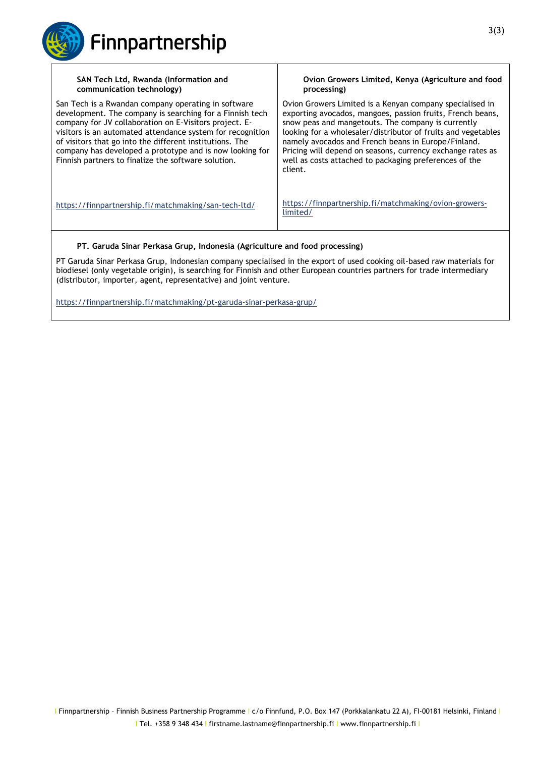**SAN Tech Ltd, Rwanda (Information and communication technology)**

San Tech is a Rwandan company operating in software development. The company is searching for a Finnish tech company for JV collaboration on E-Visitors project. E-visitors is an automated attendance system for recognition of visitors that go into the different institutions. The company has developed a prototype and is now looking for Finnish partners to finalize the software solution.

https://finnpartnership.fi/matchmaking/san-tech-ltd/

**Ovion Growers Limited, Kenya (Agriculture and food processing)**

Ovion Growers Limited is a Kenyan company specialised in exporting avocados, mangoes, passion fruits, French beans, snow peas and mangetouts. The company is currently looking for a wholesaler/distributor of fruits and vegetables namely avocados and French beans in Europe/Finland. Pricing will depend on seasons, currency exchange rates as well as costs attached to packaging preferences of the client.

https://finnpartnership.fi/matchmaking/ovion-growers-limited/

**PT. Garuda Sinar Perkasa Grup, Indonesia (Agriculture and food processing)**

PT Garuda Sinar Perkasa Grup, Indonesian company specialised in the export of used cooking oil-based raw materials for biodiesel (only vegetable origin), is searching for Finnish and other European countries partners for trade intermediary (distributor, importer, agent, representative) and joint venture.

https://finnpartnership.fi/matchmaking/pt-garuda-sinar-perkasa-grup/